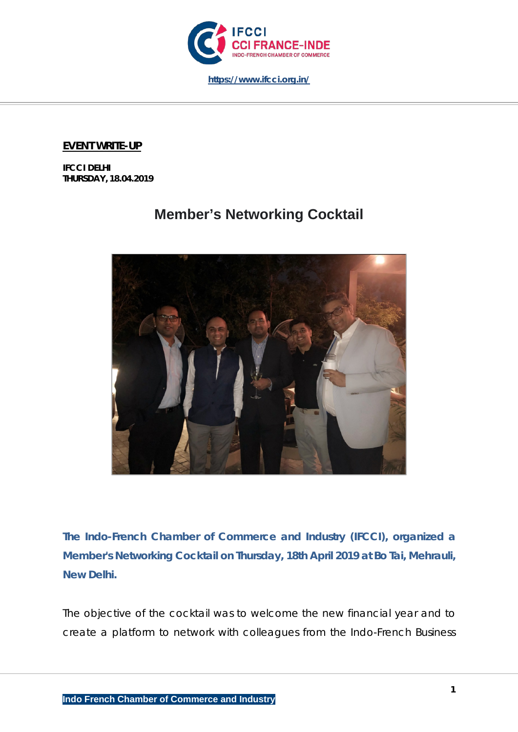https://www.ifcci.org.in/

**EVENT WRITE-UP**

**IFCCI DELHI**
**THURSDAY, 18.04.2019**

# Member's Networking Cocktail

**The Indo-French Chamber of Commerce and Industry (IFCCI), organized a Member's Networking Cocktail on Thursday, 18th April 2019 at Bo Tai, Mehrauli, New Delhi.**

The objective of the cocktail was to welcome the new financial year and to create a platform to network with colleagues from the Indo-French Business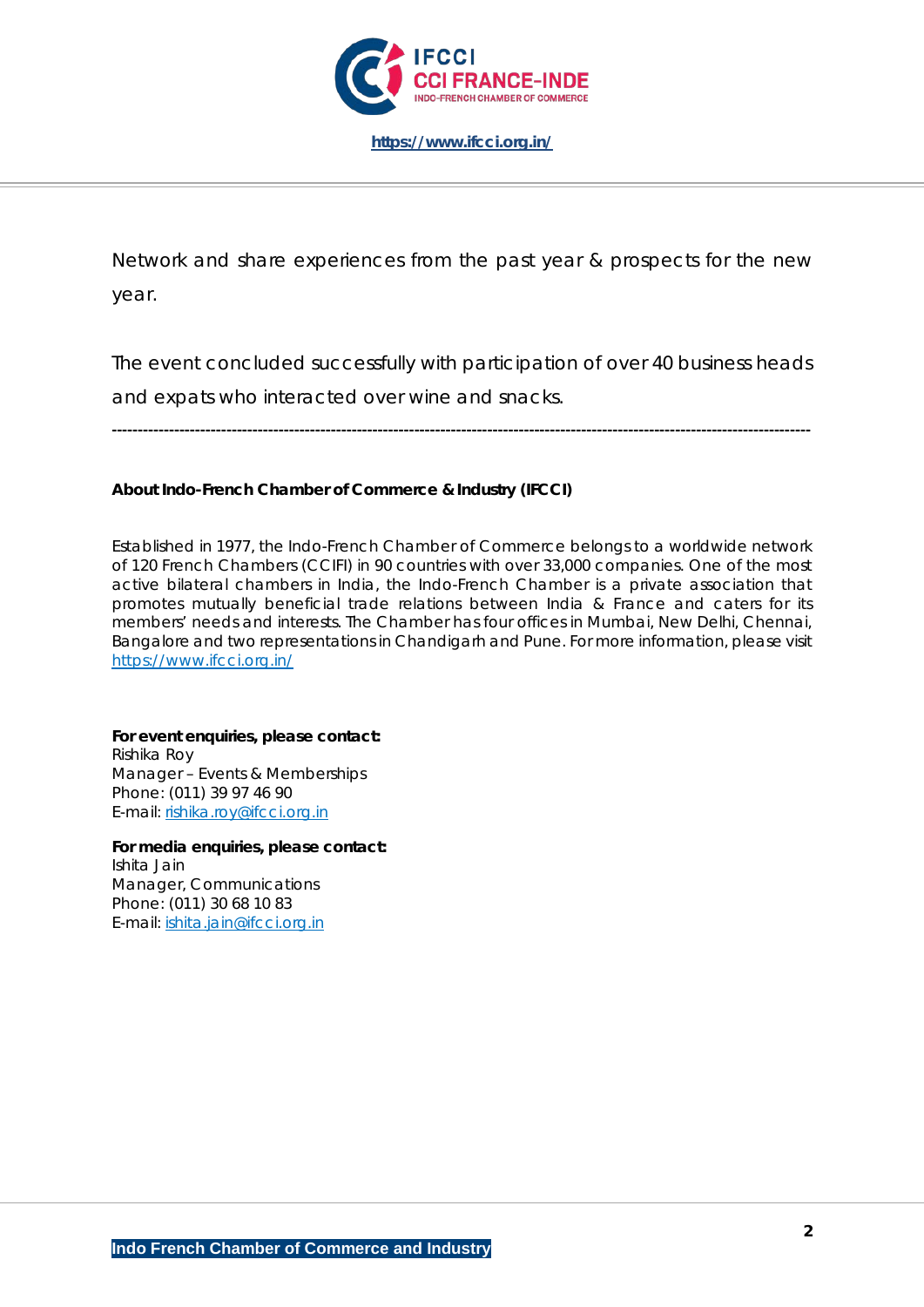Network and share experiences from the past year & prospects for the new year.

The event concluded successfully with participation of over 40 business heads and expats who interacted over wine and snacks.

---

**About Indo-French Chamber of Commerce & Industry (IFCCI)**

Established in 1977, the Indo-French Chamber of Commerce belongs to a worldwide network of 120 French Chambers (CCIFI) in 90 countries with over 33,000 companies. One of the most active bilateral chambers in India, the Indo-French Chamber is a private association that promotes mutually beneficial trade relations between India & France and caters for its members' needs and interests. The Chamber has four offices in Mumbai, New Delhi, Chennai, Bangalore and two representations in Chandigarh and Pune. For more information, please visit https://www.ifcci.org.in/

**For event enquiries, please contact:**
Rishika Roy
Manager – Events & Memberships
Phone: (011) 39 97 46 90
E-mail: rishika.roy@ifcci.org.in

**For media enquiries, please contact:**
Ishita Jain
Manager, Communications
Phone: (011) 30 68 10 83
E-mail: ishita.jain@ifcci.org.in